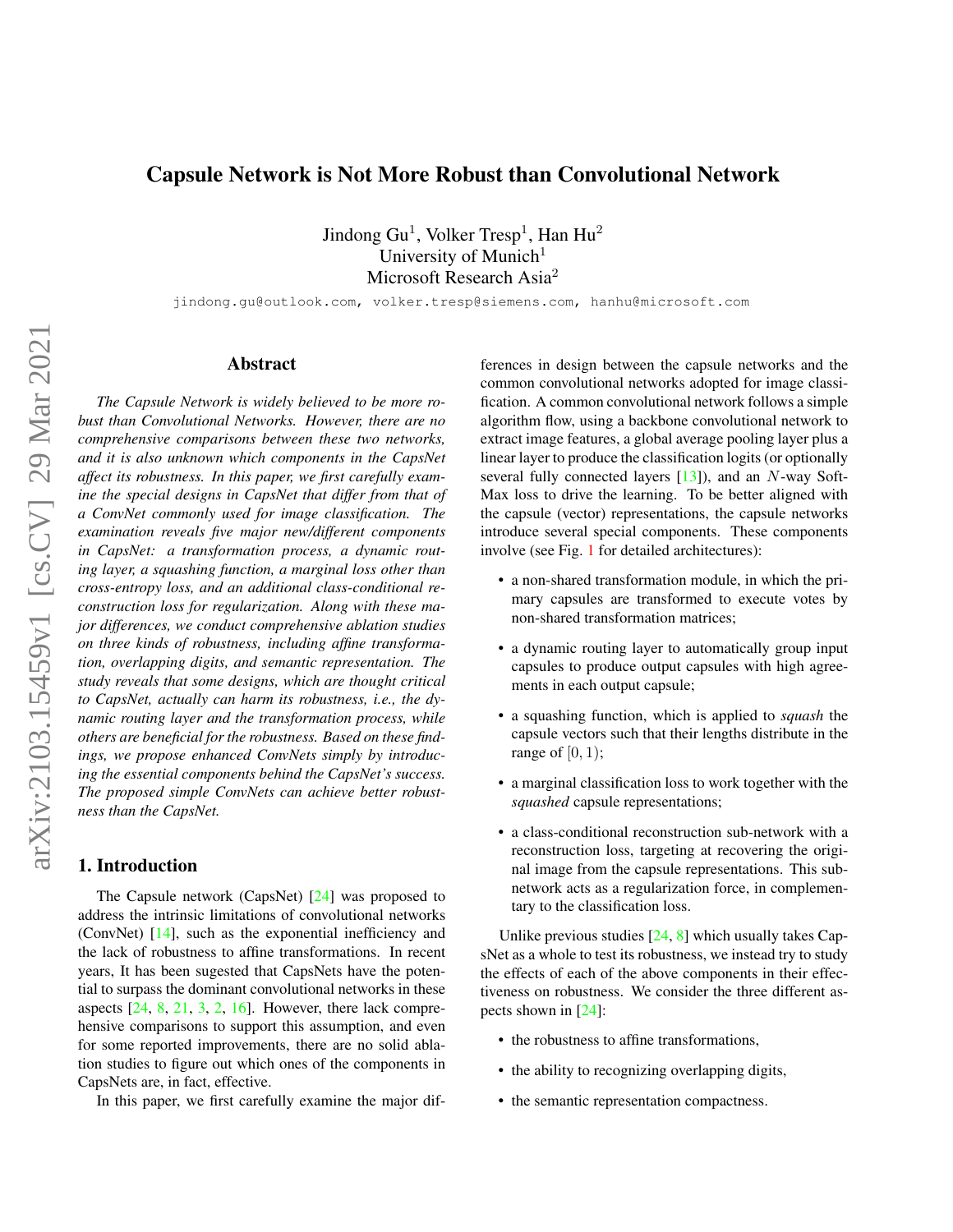# Capsule Network is Not More Robust than Convolutional Network

Jindong Gu[1], Volker Tresp[1], Han Hu[2]
University of Munich[1]
Microsoft Research Asia[2]

jindong.gu@outlook.com, volker.tresp@siemens.com, hanhu@microsoft.com

## Abstract

*The Capsule Network is widely believed to be more robust than Convolutional Networks. However, there are no comprehensive comparisons between these two networks, and it is also unknown which components in the CapsNet affect its robustness. In this paper, we first carefully examine the special designs in CapsNet that differ from that of a ConvNet commonly used for image classification. The examination reveals five major new/different components in CapsNet: a transformation process, a dynamic routing layer, a squashing function, a marginal loss other than cross-entropy loss, and an additional class-conditional reconstruction loss for regularization. Along with these major differences, we conduct comprehensive ablation studies on three kinds of robustness, including affine transformation, overlapping digits, and semantic representation. The study reveals that some designs, which are thought critical to CapsNet, actually can harm its robustness, i.e., the dynamic routing layer and the transformation process, while others are beneficial for the robustness. Based on these findings, we propose enhanced ConvNets simply by introducing the essential components behind the CapsNet's success. The proposed simple ConvNets can achieve better robustness than the CapsNet.*

## 1. Introduction

The Capsule network (CapsNet) [24] was proposed to address the intrinsic limitations of convolutional networks (ConvNet) [14], such as the exponential inefficiency and the lack of robustness to affine transformations. In recent years, It has been sugested that CapsNets have the potential to surpass the dominant convolutional networks in these aspects [24, 8, 21, 3, 2, 16]. However, there lack comprehensive comparisons to support this assumption, and even for some reported improvements, there are no solid ablation studies to figure out which ones of the components in CapsNets are, in fact, effective.

In this paper, we first carefully examine the major differences in design between the capsule networks and the common convolutional networks adopted for image classification. A common convolutional network follows a simple algorithm flow, using a backbone convolutional network to extract image features, a global average pooling layer plus a linear layer to produce the classification logits (or optionally several fully connected layers [13]), and an $N$-way SoftMax loss to drive the learning. To be better aligned with the capsule (vector) representations, the capsule networks introduce several special components. These components involve (see Fig. 1 for detailed architectures):

- a non-shared transformation module, in which the primary capsules are transformed to execute votes by non-shared transformation matrices;
- a dynamic routing layer to automatically group input capsules to produce output capsules with high agreements in each output capsule;
- a squashing function, which is applied to *squash* the capsule vectors such that their lengths distribute in the range of $[0, 1)$;
- a marginal classification loss to work together with the *squashed* capsule representations;
- a class-conditional reconstruction sub-network with a reconstruction loss, targeting at recovering the original image from the capsule representations. This sub-network acts as a regularization force, in complementary to the classification loss.

Unlike previous studies [24, 8] which usually takes CapsNet as a whole to test its robustness, we instead try to study the effects of each of the above components in their effectiveness on robustness. We consider the three different aspects shown in [24]:

- the robustness to affine transformations,
- the ability to recognizing overlapping digits,
- the semantic representation compactness.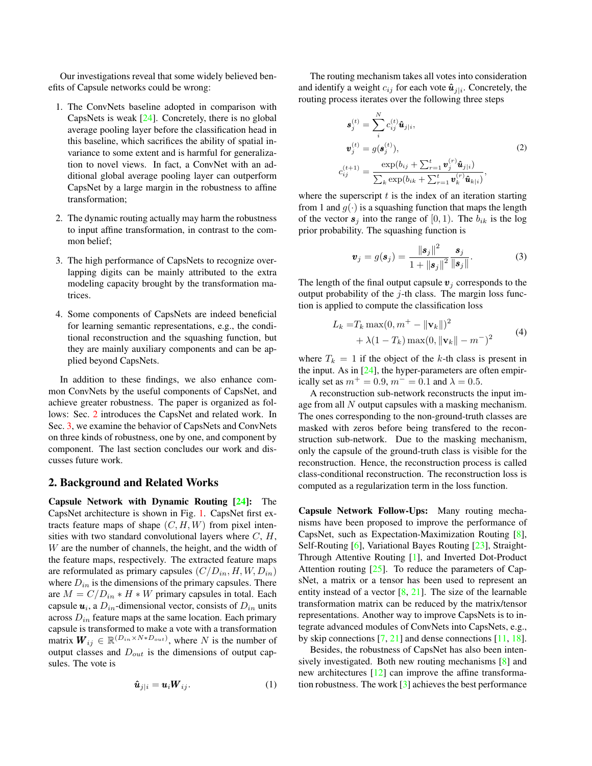Our investigations reveal that some widely believed benefits of Capsule networks could be wrong:

1. The ConvNets baseline adopted in comparison with CapsNets is weak [24]. Concretely, there is no global average pooling layer before the classification head in this baseline, which sacrifices the ability of spatial invariance to some extent and is harmful for generalization to novel views. In fact, a ConvNet with an additional global average pooling layer can outperform CapsNet by a large margin in the robustness to affine transformation;
2. The dynamic routing actually may harm the robustness to input affine transformation, in contrast to the common belief;
3. The high performance of CapsNets to recognize overlapping digits can be mainly attributed to the extra modeling capacity brought by the transformation matrices.
4. Some components of CapsNets are indeed beneficial for learning semantic representations, e.g., the conditional reconstruction and the squashing function, but they are mainly auxiliary components and can be applied beyond CapsNets.

In addition to these findings, we also enhance common ConvNets by the useful components of CapsNet, and achieve greater robustness. The paper is organized as follows: Sec. 2 introduces the CapsNet and related work. In Sec. 3, we examine the behavior of CapsNets and ConvNets on three kinds of robustness, one by one, and component by component. The last section concludes our work and discusses future work.

## 2. Background and Related Works

**Capsule Network with Dynamic Routing [24]:** The CapsNet architecture is shown in Fig. 1. CapsNet first extracts feature maps of shape $(C, H, W)$ from pixel intensities with two standard convolutional layers where $C$, $H$, $W$ are the number of channels, the height, and the width of the feature maps, respectively. The extracted feature maps are reformulated as primary capsules $(C/D_{in}, H, W, D_{in})$ where $D_{in}$ is the dimensions of the primary capsules. There are $M = C/D_{in} * H * W$ primary capsules in total. Each capsule $\boldsymbol{u}_i$, a $D_{in}$-dimensional vector, consists of $D_{in}$ units across $D_{in}$ feature maps at the same location. Each primary capsule is transformed to make a vote with a transformation matrix $\boldsymbol{W}_{ij} \in \mathbb{R}^{(D_{in} \times N * D_{out})}$, where $N$ is the number of output classes and $D_{out}$ is the dimensions of output capsules. The vote is

$$\hat{\boldsymbol{u}}_{j|i} = \boldsymbol{u}_i \boldsymbol{W}_{ij}. \tag{1}$$

The routing mechanism takes all votes into consideration and identify a weight $c_{ij}$ for each vote $\hat{\boldsymbol{u}}_{j|i}$. Concretely, the routing process iterates over the following three steps

$$\begin{aligned} \boldsymbol{s}_j^{(t)} &= \sum_i^N c_{ij}^{(t)} \hat{\boldsymbol{u}}_{j|i}, \\ \boldsymbol{v}_j^{(t)} &= g(\boldsymbol{s}_j^{(t)}), \\ c_{ij}^{(t+1)} &= \frac{\exp(b_{ij} + \sum_{r=1}^t \boldsymbol{v}_j^{(r)} \hat{\boldsymbol{u}}_{j|i})}{\sum_k \exp(b_{ik} + \sum_{r=1}^t \boldsymbol{v}_k^{(r)} \hat{\boldsymbol{u}}_{k|i})}, \end{aligned} \tag{2}$$

where the superscript $t$ is the index of an iteration starting from 1 and $g(\cdot)$ is a squashing function that maps the length of the vector $\boldsymbol{s}_j$ into the range of $[0, 1)$. The $b_{ik}$ is the log prior probability. The squashing function is

$$\boldsymbol{v}_j = g(\boldsymbol{s}_j) = \frac{\|\boldsymbol{s}_j\|^2}{1 + \|\boldsymbol{s}_j\|^2} \frac{\boldsymbol{s}_j}{\|\boldsymbol{s}_j\|}. \tag{3}$$

The length of the final output capsule $\boldsymbol{v}_j$ corresponds to the output probability of the $j$-th class. The margin loss function is applied to compute the classification loss

$$\begin{aligned} L_k = & T_k \max(0, m^+ - \|\mathbf{v}_k\|)^2 \\ & + \lambda(1 - T_k) \max(0, \|\mathbf{v}_k\| - m^-)^2 \end{aligned} \tag{4}$$

where $T_k = 1$ if the object of the $k$-th class is present in the input. As in [24], the hyper-parameters are often empirically set as $m^+ = 0.9$, $m^- = 0.1$ and $\lambda = 0.5$.

A reconstruction sub-network reconstructs the input image from all $N$ output capsules with a masking mechanism. The ones corresponding to the non-ground-truth classes are masked with zeros before being transfered to the reconstruction sub-network. Due to the masking mechanism, only the capsule of the ground-truth class is visible for the reconstruction. Hence, the reconstruction process is called class-conditional reconstruction. The reconstruction loss is computed as a regularization term in the loss function.

**Capsule Network Follow-Ups:** Many routing mechanisms have been proposed to improve the performance of CapsNet, such as Expectation-Maximization Routing [8], Self-Routing [6], Variational Bayes Routing [23], Straight-Through Attentive Routing [1], and Inverted Dot-Product Attention routing [25]. To reduce the parameters of CapsNet, a matrix or a tensor has been used to represent an entity instead of a vector [8, 21]. The size of the learnable transformation matrix can be reduced by the matrix/tensor representations. Another way to improve CapsNets is to integrate advanced modules of ConvNets into CapsNets, e.g., by skip connections [7, 21] and dense connections [11, 18].

Besides, the robustness of CapsNet has also been intensively investigated. Both new routing mechanisms [8] and new architectures [12] can improve the affine transformation robustness. The work [3] achieves the best performance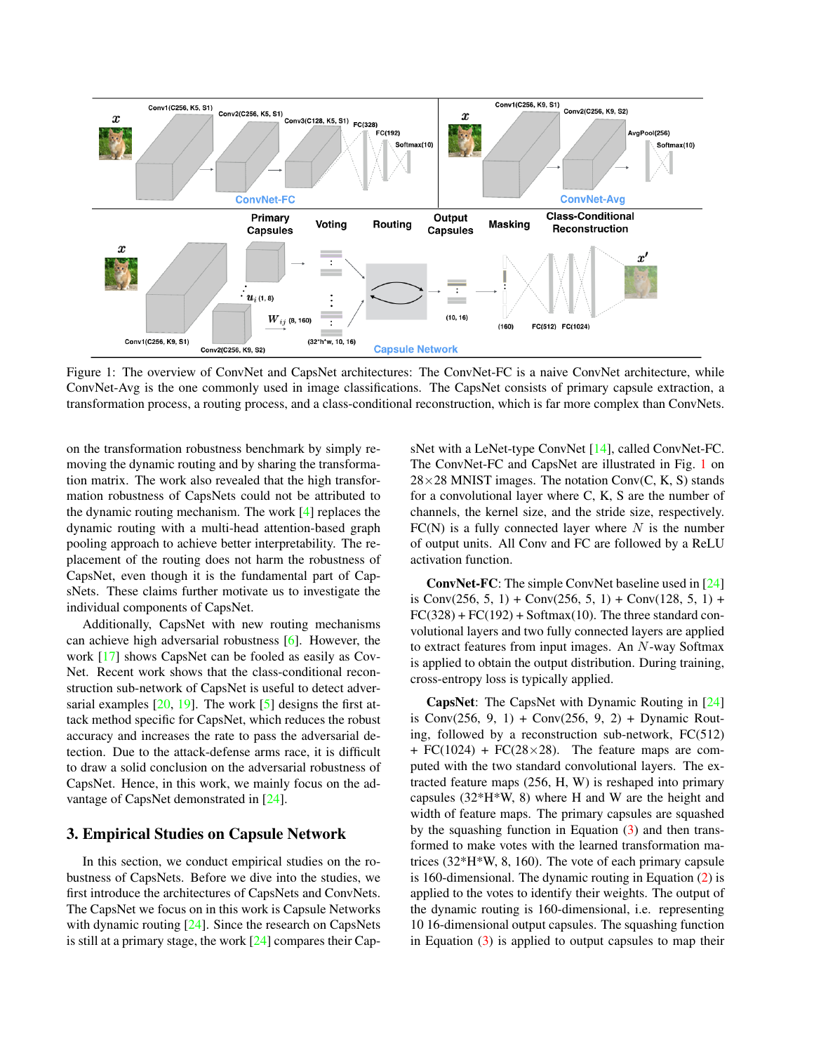Figure 1: The overview of ConvNet and CapsNet architectures: The ConvNet-FC is a naive ConvNet architecture, while ConvNet-Avg is the one commonly used in image classifications. The CapsNet consists of primary capsule extraction, a transformation process, a routing process, and a class-conditional reconstruction, which is far more complex than ConvNets.

on the transformation robustness benchmark by simply removing the dynamic routing and by sharing the transformation matrix. The work also revealed that the high transformation robustness of CapsNets could not be attributed to the dynamic routing mechanism. The work [4] replaces the dynamic routing with a multi-head attention-based graph pooling approach to achieve better interpretability. The replacement of the routing does not harm the robustness of CapsNet, even though it is the fundamental part of CapsNets. These claims further motivate us to investigate the individual components of CapsNet.

Additionally, CapsNet with new routing mechanisms can achieve high adversarial robustness [6]. However, the work [17] shows CapsNet can be fooled as easily as CovNet. Recent work shows that the class-conditional reconstruction sub-network of CapsNet is useful to detect adversarial examples [20, 19]. The work [5] designs the first attack method specific for CapsNet, which reduces the robust accuracy and increases the rate to pass the adversarial detection. Due to the attack-defense arms race, it is difficult to draw a solid conclusion on the adversarial robustness of CapsNet. Hence, in this work, we mainly focus on the advantage of CapsNet demonstrated in [24].

## 3. Empirical Studies on Capsule Network

In this section, we conduct empirical studies on the robustness of CapsNets. Before we dive into the studies, we first introduce the architectures of CapsNets and ConvNets. The CapsNet we focus on in this work is Capsule Networks with dynamic routing [24]. Since the research on CapsNets is still at a primary stage, the work [24] compares their CapsNet with a LeNet-type ConvNet [14], called ConvNet-FC. The ConvNet-FC and CapsNet are illustrated in Fig. 1 on 28×28 MNIST images. The notation Conv(C, K, S) stands for a convolutional layer where C, K, S are the number of channels, the kernel size, and the stride size, respectively. FC(N) is a fully connected layer where $N$ is the number of output units. All Conv and FC are followed by a ReLU activation function.

**ConvNet-FC**: The simple ConvNet baseline used in [24] is Conv(256, 5, 1) + Conv(256, 5, 1) + Conv(128, 5, 1) + FC(328) + FC(192) + Softmax(10). The three standard convolutional layers and two fully connected layers are applied to extract features from input images. An $N$-way Softmax is applied to obtain the output distribution. During training, cross-entropy loss is typically applied.

**CapsNet**: The CapsNet with Dynamic Routing in [24] is Conv(256, 9, 1) + Conv(256, 9, 2) + Dynamic Routing, followed by a reconstruction sub-network, FC(512) + FC(1024) + FC(28×28). The feature maps are computed with the two standard convolutional layers. The extracted feature maps (256, H, W) is reshaped into primary capsules (32\*H\*W, 8) where H and W are the height and width of feature maps. The primary capsules are squashed by the squashing function in Equation (3) and then transformed to make votes with the learned transformation matrices (32\*H\*W, 8, 160). The vote of each primary capsule is 160-dimensional. The dynamic routing in Equation (2) is applied to the votes to identify their weights. The output of the dynamic routing is 160-dimensional, i.e. representing 10 16-dimensional output capsules. The squashing function in Equation (3) is applied to output capsules to map their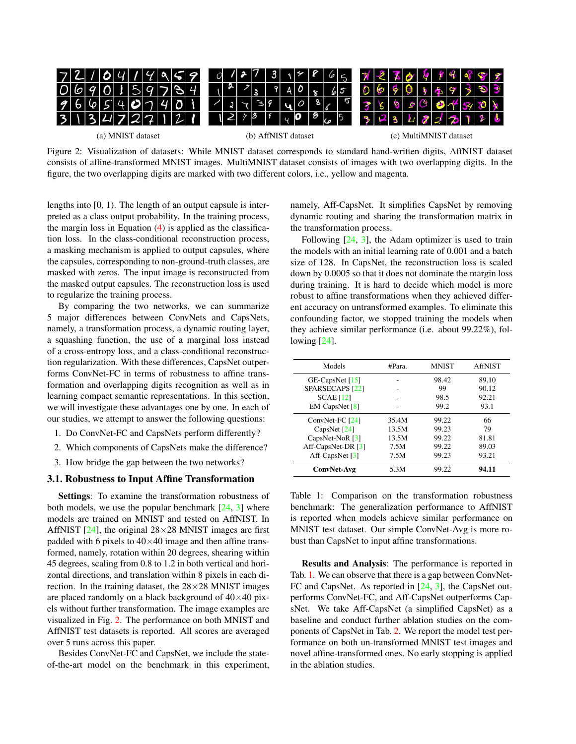(a) MNIST dataset (b) AffNIST dataset (c) MultiMNIST dataset

Figure 2: Visualization of datasets: While MNIST dataset corresponds to standard hand-written digits, AffNIST dataset consists of affine-transformed MNIST images. MultiMNIST dataset consists of images with two overlapping digits. In the figure, the two overlapping digits are marked with two different colors, i.e., yellow and magenta.

lengths into [0, 1). The length of an output capsule is interpreted as a class output probability. In the training process, the margin loss in Equation (4) is applied as the classification loss. In the class-conditional reconstruction process, a masking mechanism is applied to output capsules, where the capsules, corresponding to non-ground-truth classes, are masked with zeros. The input image is reconstructed from the masked output capsules. The reconstruction loss is used to regularize the training process.

By comparing the two networks, we can summarize 5 major differences between ConvNets and CapsNets, namely, a transformation process, a dynamic routing layer, a squashing function, the use of a marginal loss instead of a cross-entropy loss, and a class-conditional reconstruction regularization. With these differences, CapsNet outperforms ConvNet-FC in terms of robustness to affine transformation and overlapping digits recognition as well as in learning compact semantic representations. In this section, we will investigate these advantages one by one. In each of our studies, we attempt to answer the following questions:

1. Do ConvNet-FC and CapsNets perform differently?
2. Which components of CapsNets make the difference?
3. How bridge the gap between the two networks?

### 3.1. Robustness to Input Affine Transformation

**Settings**: To examine the transformation robustness of both models, we use the popular benchmark [24, 3] where models are trained on MNIST and tested on AffNIST. In AffNIST [24], the original 28×28 MNIST images are first padded with 6 pixels to 40×40 image and then affine transformed, namely, rotation within 20 degrees, shearing within 45 degrees, scaling from 0.8 to 1.2 in both vertical and horizontal directions, and translation within 8 pixels in each direction. In the training dataset, the 28×28 MNIST images are placed randomly on a black background of 40×40 pixels without further transformation. The image examples are visualized in Fig. 2. The performance on both MNIST and AffNIST test datasets is reported. All scores are averaged over 5 runs across this paper.

Besides ConvNet-FC and CapsNet, we include the state-of-the-art model on the benchmark in this experiment, namely, Aff-CapsNet. It simplifies CapsNet by removing dynamic routing and sharing the transformation matrix in the transformation process.

Following [24, 3], the Adam optimizer is used to train the models with an initial learning rate of 0.001 and a batch size of 128. In CapsNet, the reconstruction loss is scaled down by 0.0005 so that it does not dominate the margin loss during training. It is hard to decide which model is more robust to affine transformations when they achieve different accuracy on untransformed examples. To eliminate this confounding factor, we stopped training the models when they achieve similar performance (i.e. about 99.22%), following [24].

| Models | #Para. | MNIST | AffNIST |
|---|---|---|---|
| GE-CapsNet [15] | - | 98.42 | 89.10 |
| SPARSECAPS [22] | - | 99 | 90.12 |
| SCAE [12] | - | 98.5 | 92.21 |
| EM-CapsNet [8] | - | 99.2 | 93.1 |
| ConvNet-FC [24] | 35.4M | 99.22 | 66 |
| CapsNet [24] | 13.5M | 99.23 | 79 |
| CapsNet-NoR [3] | 13.5M | 99.22 | 81.81 |
| Aff-CapsNet-DR [3] | 7.5M | 99.22 | 89.03 |
| Aff-CapsNet [3] | 7.5M | 99.23 | 93.21 |
| **ConvNet-Avg** | 5.3M | 99.22 | **94.11** |

Table 1: Comparison on the transformation robustness benchmark: The generalization performance to AffNIST is reported when both models achieve similar performance on MNIST test dataset. Our simple ConvNet-Avg is more robust than CapsNet to input affine transformations.

**Results and Analysis**: The performance is reported in Tab. 1. We can observe that there is a gap between ConvNet-FC and CapsNet. As reported in [24, 3], the CapsNet outperforms ConvNet-FC, and Aff-CapsNet outperforms CapsNet. We take Aff-CapsNet (a simplified CapsNet) as a baseline and conduct further ablation studies on the components of CapsNet in Tab. 2. We report the model test performance on both un-transformed MNIST test images and novel affine-transformed ones. No early stopping is applied in the ablation studies.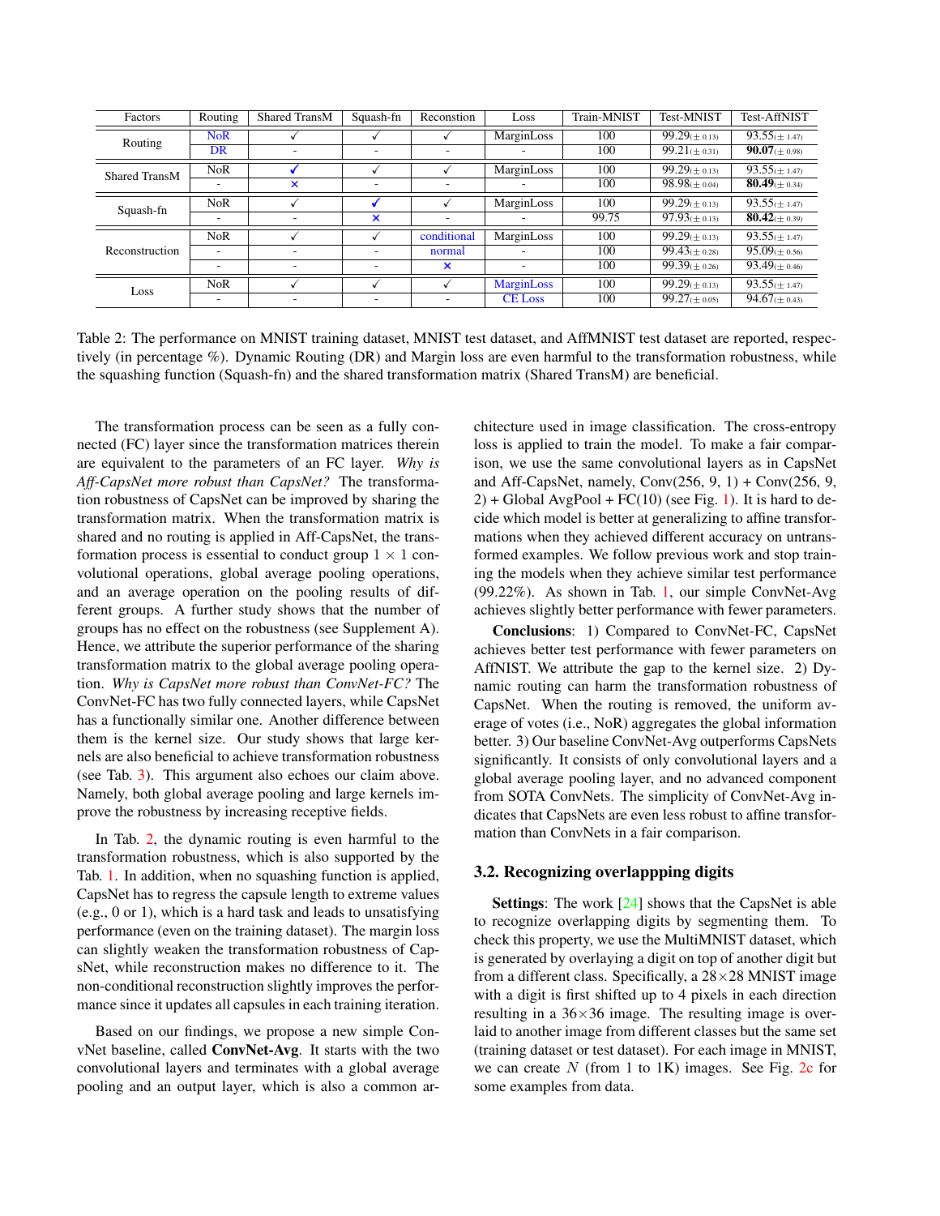| Factors | Routing | Shared TransM | Squash-fn | Reconstion | Loss | Train-MNIST | Test-MNIST | Test-AffNIST |
|---|---|---|---|---|---|---|---|---|
| Routing | NoR | ✓ | ✓ | ✓ | MarginLoss | 100 | 99.29$_{(\pm 0.13)}$ | 93.55$_{(\pm 1.47)}$ |
| | DR | - | - | - | - | 100 | 99.21$_{(\pm 0.31)}$ | **90.07**$_{(\pm 0.98)}$ |
| Shared TransM | NoR | ✓ | ✓ | ✓ | MarginLoss | 100 | 99.29$_{(\pm 0.13)}$ | 93.55$_{(\pm 1.47)}$ |
| | - | × | - | - | - | 100 | 98.98$_{(\pm 0.04)}$ | **80.49**$_{(\pm 0.34)}$ |
| Squash-fn | NoR | ✓ | ✓ | ✓ | MarginLoss | 100 | 99.29$_{(\pm 0.13)}$ | 93.55$_{(\pm 1.47)}$ |
| | - | - | × | - | - | 99.75 | 97.93$_{(\pm 0.13)}$ | **80.42**$_{(\pm 0.39)}$ |
| Reconstruction | NoR | ✓ | ✓ | conditional | MarginLoss | 100 | 99.29$_{(\pm 0.13)}$ | 93.55$_{(\pm 1.47)}$ |
| | - | - | - | normal | - | 100 | 99.43$_{(\pm 0.28)}$ | 95.09$_{(\pm 0.56)}$ |
| | - | - | - | × | - | 100 | 99.39$_{(\pm 0.26)}$ | 93.49$_{(\pm 0.46)}$ |
| Loss | NoR | ✓ | ✓ | ✓ | MarginLoss | 100 | 99.29$_{(\pm 0.13)}$ | 93.55$_{(\pm 1.47)}$ |
| | - | - | - | - | CE Loss | 100 | 99.27$_{(\pm 0.05)}$ | 94.67$_{(\pm 0.43)}$ |

Table 2: The performance on MNIST training dataset, MNIST test dataset, and AffMNIST test dataset are reported, respectively (in percentage %). Dynamic Routing (DR) and Margin loss are even harmful to the transformation robustness, while the squashing function (Squash-fn) and the shared transformation matrix (Shared TransM) are beneficial.

The transformation process can be seen as a fully connected (FC) layer since the transformation matrices therein are equivalent to the parameters of an FC layer. *Why is Aff-CapsNet more robust than CapsNet?* The transformation robustness of CapsNet can be improved by sharing the transformation matrix. When the transformation matrix is shared and no routing is applied in Aff-CapsNet, the transformation process is essential to conduct group $1 \times 1$ convolutional operations, global average pooling operations, and an average operation on the pooling results of different groups. A further study shows that the number of groups has no effect on the robustness (see Supplement A). Hence, we attribute the superior performance of the sharing transformation matrix to the global average pooling operation. *Why is CapsNet more robust than ConvNet-FC?* The ConvNet-FC has two fully connected layers, while CapsNet has a functionally similar one. Another difference between them is the kernel size. Our study shows that large kernels are also beneficial to achieve transformation robustness (see Tab. 3). This argument also echoes our claim above. Namely, both global average pooling and large kernels improve the robustness by increasing receptive fields.

In Tab. 2, the dynamic routing is even harmful to the transformation robustness, which is also supported by the Tab. 1. In addition, when no squashing function is applied, CapsNet has to regress the capsule length to extreme values (e.g., 0 or 1), which is a hard task and leads to unsatisfying performance (even on the training dataset). The margin loss can slightly weaken the transformation robustness of CapsNet, while reconstruction makes no difference to it. The non-conditional reconstruction slightly improves the performance since it updates all capsules in each training iteration.

Based on our findings, we propose a new simple ConvNet baseline, called **ConvNet-Avg**. It starts with the two convolutional layers and terminates with a global average pooling and an output layer, which is also a common architecture used in image classification. The cross-entropy loss is applied to train the model. To make a fair comparison, we use the same convolutional layers as in CapsNet and Aff-CapsNet, namely, Conv(256, 9, 1) + Conv(256, 9, 2) + Global AvgPool + FC(10) (see Fig. 1). It is hard to decide which model is better at generalizing to affine transformations when they achieved different accuracy on untransformed examples. We follow previous work and stop training the models when they achieve similar test performance (99.22%). As shown in Tab. 1, our simple ConvNet-Avg achieves slightly better performance with fewer parameters.

**Conclusions**: 1) Compared to ConvNet-FC, CapsNet achieves better test performance with fewer parameters on AffNIST. We attribute the gap to the kernel size. 2) Dynamic routing can harm the transformation robustness of CapsNet. When the routing is removed, the uniform average of votes (i.e., NoR) aggregates the global information better. 3) Our baseline ConvNet-Avg outperforms CapsNets significantly. It consists of only convolutional layers and a global average pooling layer, and no advanced component from SOTA ConvNets. The simplicity of ConvNet-Avg indicates that CapsNets are even less robust to affine transformation than ConvNets in a fair comparison.

### 3.2. Recognizing overlappping digits

**Settings**: The work [24] shows that the CapsNet is able to recognize overlapping digits by segmenting them. To check this property, we use the MultiMNIST dataset, which is generated by overlaying a digit on top of another digit but from a different class. Specifically, a 28×28 MNIST image with a digit is first shifted up to 4 pixels in each direction resulting in a 36×36 image. The resulting image is overlaid to another image from different classes but the same set (training dataset or test dataset). For each image in MNIST, we can create $N$ (from 1 to 1K) images. See Fig. 2c for some examples from data.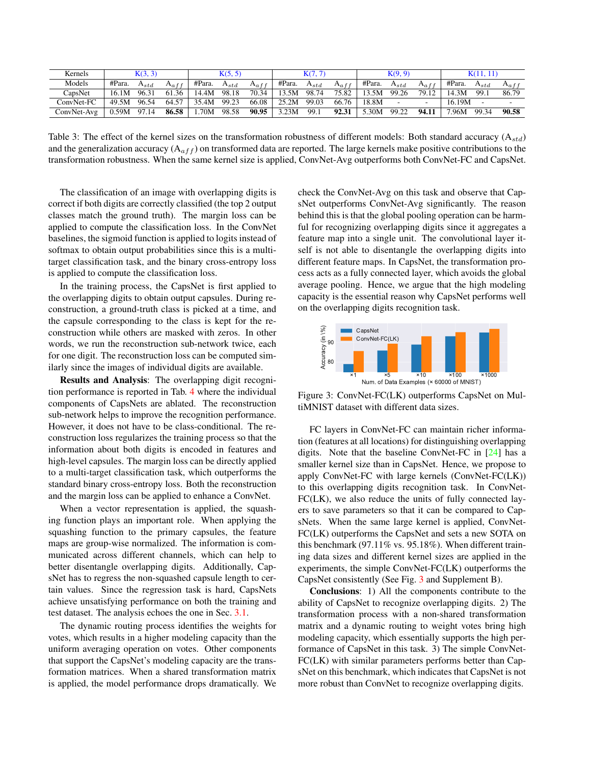| Kernels | K(3, 3) | | | K(5, 5) | | | K(7, 7) | | | K(9, 9) | | | K(11, 11) | | |
|---|---|---|---|---|---|---|---|---|---|---|---|---|---|---|---|
| Models | #Para. | $A_{std}$ | $A_{aff}$ | #Para. | $A_{std}$ | $A_{aff}$ | #Para. | $A_{std}$ | $A_{aff}$ | #Para. | $A_{std}$ | $A_{aff}$ | #Para. | $A_{std}$ | $A_{aff}$ |
| CapsNet | 16.1M | 96.31 | 61.36 | 14.4M | 98.18 | 70.34 | 13.5M | 98.74 | 75.82 | 13.5M | 99.26 | 79.12 | 14.3M | 99.1 | 86.79 |
| ConvNet-FC | 49.5M | 96.54 | 64.57 | 35.4M | 99.23 | 66.08 | 25.2M | 99.03 | 66.76 | 18.8M | - | - | 16.19M | - | - |
| ConvNet-Avg | 0.59M | 97.14 | **86.58** | 1.70M | 98.58 | **90.95** | 3.23M | 99.1 | **92.31** | 5.30M | 99.22 | **94.11** | 7.96M | 99.34 | **90.58** |

Table 3: The effect of the kernel sizes on the transformation robustness of different models: Both standard accuracy ($A_{std}$) and the generalization accuracy ($A_{aff}$) on transformed data are reported. The large kernels make positive contributions to the transformation robustness. When the same kernel size is applied, ConvNet-Avg outperforms both ConvNet-FC and CapsNet.

The classification of an image with overlapping digits is correct if both digits are correctly classified (the top 2 output classes match the ground truth). The margin loss can be applied to compute the classification loss. In the ConvNet baselines, the sigmoid function is applied to logits instead of softmax to obtain output probabilities since this is a multi-target classification task, and the binary cross-entropy loss is applied to compute the classification loss.

In the training process, the CapsNet is first applied to the overlapping digits to obtain output capsules. During reconstruction, a ground-truth class is picked at a time, and the capsule corresponding to the class is kept for the reconstruction while others are masked with zeros. In other words, we run the reconstruction sub-network twice, each for one digit. The reconstruction loss can be computed similarly since the images of individual digits are available.

**Results and Analysis**: The overlapping digit recognition performance is reported in Tab. 4 where the individual components of CapsNets are ablated. The reconstruction sub-network helps to improve the recognition performance. However, it does not have to be class-conditional. The reconstruction loss regularizes the training process so that the information about both digits is encoded in features and high-level capsules. The margin loss can be directly applied to a multi-target classification task, which outperforms the standard binary cross-entropy loss. Both the reconstruction and the margin loss can be applied to enhance a ConvNet.

When a vector representation is applied, the squashing function plays an important role. When applying the squashing function to the primary capsules, the feature maps are group-wise normalized. The information is communicated across different channels, which can help to better disentangle overlapping digits. Additionally, CapsNet has to regress the non-squashed capsule length to certain values. Since the regression task is hard, CapsNets achieve unsatisfying performance on both the training and test dataset. The analysis echoes the one in Sec. 3.1.

The dynamic routing process identifies the weights for votes, which results in a higher modeling capacity than the uniform averaging operation on votes. Other components that support the CapsNet's modeling capacity are the transformation matrices. When a shared transformation matrix is applied, the model performance drops dramatically. We check the ConvNet-Avg on this task and observe that CapsNet outperforms ConvNet-Avg significantly. The reason behind this is that the global pooling operation can be harmful for recognizing overlapping digits since it aggregates a feature map into a single unit. The convolutional layer itself is not able to disentangle the overlapping digits into different feature maps. In CapsNet, the transformation process acts as a fully connected layer, which avoids the global average pooling. Hence, we argue that the high modeling capacity is the essential reason why CapsNet performs well on the overlapping digits recognition task.

Figure 3: ConvNet-FC(LK) outperforms CapsNet on MultiMNIST dataset with different data sizes.

FC layers in ConvNet-FC can maintain richer information (features at all locations) for distinguishing overlapping digits. Note that the baseline ConvNet-FC in [24] has a smaller kernel size than in CapsNet. Hence, we propose to apply ConvNet-FC with large kernels (ConvNet-FC(LK)) to this overlapping digits recognition task. In ConvNet-FC(LK), we also reduce the units of fully connected layers to save parameters so that it can be compared to CapsNets. When the same large kernel is applied, ConvNet-FC(LK) outperforms the CapsNet and sets a new SOTA on this benchmark (97.11% vs. 95.18%). When different training data sizes and different kernel sizes are applied in the experiments, the simple ConvNet-FC(LK) outperforms the CapsNet consistently (See Fig. 3 and Supplement B).

**Conclusions**: 1) All the components contribute to the ability of CapsNet to recognize overlapping digits. 2) The transformation process with a non-shared transformation matrix and a dynamic routing to weight votes bring high modeling capacity, which essentially supports the high performance of CapsNet in this task. 3) The simple ConvNet-FC(LK) with similar parameters performs better than CapsNet on this benchmark, which indicates that CapsNet is not more robust than ConvNet to recognize overlapping digits.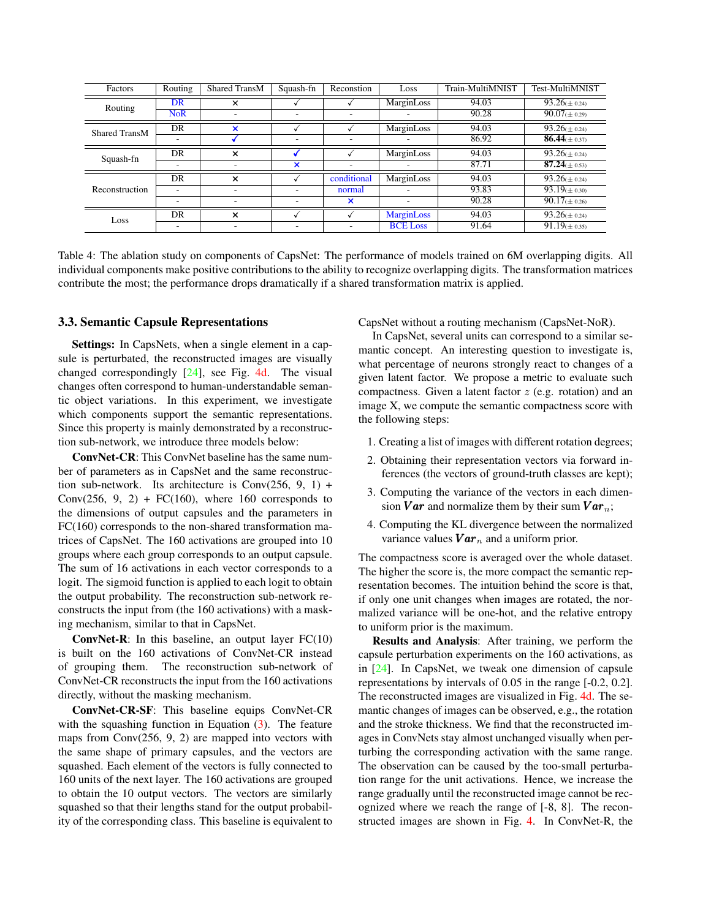| Factors | Routing | Shared TransM | Squash-fn | Reconstion | Loss | Train-MultiMNIST | Test-MultiMNIST |
|---|---|---|---|---|---|---|---|
| Routing | DR | × | ✓ | ✓ | MarginLoss | 94.03 | 93.26($\pm$ 0.24) |
| | NoR | - | - | - | - | 90.28 | 90.07($\pm$ 0.29) |
| Shared TransM | DR | × | ✓ | ✓ | MarginLoss | 94.03 | 93.26($\pm$ 0.24) |
| | - | ✓ | - | - | - | 86.92 | **86.44**($\pm$ 0.37) |
| Squash-fn | DR | × | ✓ | ✓ | MarginLoss | 94.03 | 93.26($\pm$ 0.24) |
| | - | - | × | - | - | 87.71 | **87.24**($\pm$ 0.53) |
| Reconstruction | DR | × | ✓ | conditional | MarginLoss | 94.03 | 93.26($\pm$ 0.24) |
| | - | - | - | normal | - | 93.83 | 93.19($\pm$ 0.30) |
| | - | - | - | × | - | 90.28 | 90.17($\pm$ 0.26) |
| Loss | DR | × | ✓ | ✓ | MarginLoss | 94.03 | 93.26($\pm$ 0.24) |
| | - | - | - | - | BCE Loss | 91.64 | 91.19($\pm$ 0.35) |

Table 4: The ablation study on components of CapsNet: The performance of models trained on 6M overlapping digits. All individual components make positive contributions to the ability to recognize overlapping digits. The transformation matrices contribute the most; the performance drops dramatically if a shared transformation matrix is applied.

### 3.3. Semantic Capsule Representations

**Settings:** In CapsNets, when a single element in a capsule is perturbated, the reconstructed images are visually changed correspondingly [24], see Fig. 4d. The visual changes often correspond to human-understandable semantic object variations. In this experiment, we investigate which components support the semantic representations. Since this property is mainly demonstrated by a reconstruction sub-network, we introduce three models below:

**ConvNet-CR**: This ConvNet baseline has the same number of parameters as in CapsNet and the same reconstruction sub-network. Its architecture is Conv(256, 9, 1) + Conv(256, 9, 2) + FC(160), where 160 corresponds to the dimensions of output capsules and the parameters in FC(160) corresponds to the non-shared transformation matrices of CapsNet. The 160 activations are grouped into 10 groups where each group corresponds to an output capsule. The sum of 16 activations in each vector corresponds to a logit. The sigmoid function is applied to each logit to obtain the output probability. The reconstruction sub-network reconstructs the input from (the 160 activations) with a masking mechanism, similar to that in CapsNet.

**ConvNet-R**: In this baseline, an output layer FC(10) is built on the 160 activations of ConvNet-CR instead of grouping them. The reconstruction sub-network of ConvNet-CR reconstructs the input from the 160 activations directly, without the masking mechanism.

**ConvNet-CR-SF**: This baseline equips ConvNet-CR with the squashing function in Equation (3). The feature maps from Conv(256, 9, 2) are mapped into vectors with the same shape of primary capsules, and the vectors are squashed. Each element of the vectors is fully connected to 160 units of the next layer. The 160 activations are grouped to obtain the 10 output vectors. The vectors are similarly squashed so that their lengths stand for the output probability of the corresponding class. This baseline is equivalent to CapsNet without a routing mechanism (CapsNet-NoR).

In CapsNet, several units can correspond to a similar semantic concept. An interesting question to investigate is, what percentage of neurons strongly react to changes of a given latent factor. We propose a metric to evaluate such compactness. Given a latent factor $z$ (e.g. rotation) and an image X, we compute the semantic compactness score with the following steps:

1. Creating a list of images with different rotation degrees;
2. Obtaining their representation vectors via forward inferences (the vectors of ground-truth classes are kept);
3. Computing the variance of the vectors in each dimension $\boldsymbol{Var}$ and normalize them by their sum $\boldsymbol{Var}_n$;
4. Computing the KL divergence between the normalized variance values $\boldsymbol{Var}_n$ and a uniform prior.

The compactness score is averaged over the whole dataset. The higher the score is, the more compact the semantic representation becomes. The intuition behind the score is that, if only one unit changes when images are rotated, the normalized variance will be one-hot, and the relative entropy to uniform prior is the maximum.

**Results and Analysis**: After training, we perform the capsule perturbation experiments on the 160 activations, as in [24]. In CapsNet, we tweak one dimension of capsule representations by intervals of 0.05 in the range [-0.2, 0.2]. The reconstructed images are visualized in Fig. 4d. The semantic changes of images can be observed, e.g., the rotation and the stroke thickness. We find that the reconstructed images in ConvNets stay almost unchanged visually when perturbing the corresponding activation with the same range. The observation can be caused by the too-small perturbation range for the unit activations. Hence, we increase the range gradually until the reconstructed image cannot be recognized where we reach the range of [-8, 8]. The reconstructed images are shown in Fig. 4. In ConvNet-R, the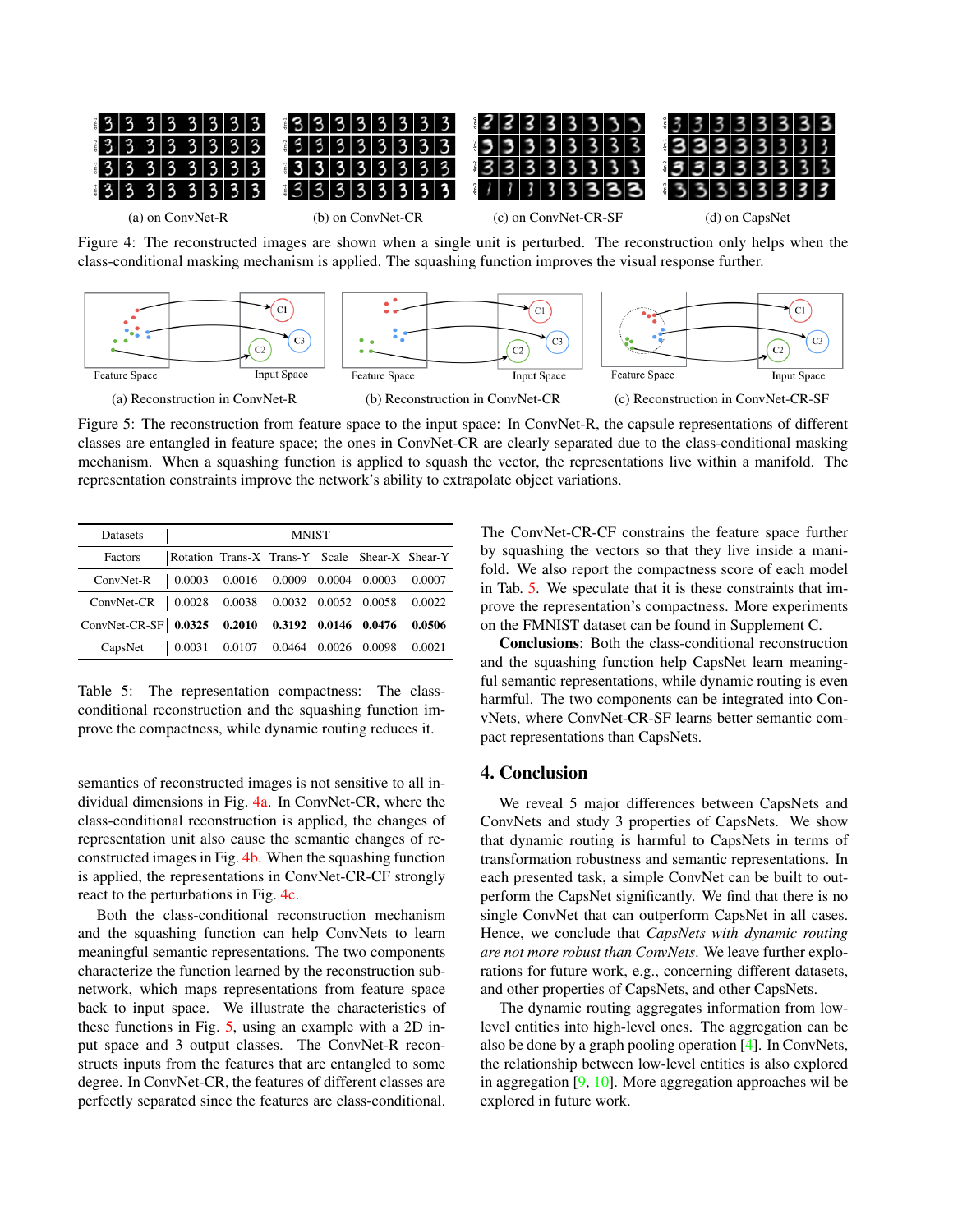(a) on ConvNet-R (b) on ConvNet-CR (c) on ConvNet-CR-SF (d) on CapsNet

Figure 4: The reconstructed images are shown when a single unit is perturbed. The reconstruction only helps when the class-conditional masking mechanism is applied. The squashing function improves the visual response further.

(a) Reconstruction in ConvNet-R (b) Reconstruction in ConvNet-CR (c) Reconstruction in ConvNet-CR-SF

Figure 5: The reconstruction from feature space to the input space: In ConvNet-R, the capsule representations of different classes are entangled in feature space; the ones in ConvNet-CR are clearly separated due to the class-conditional masking mechanism. When a squashing function is applied to squash the vector, the representations live within a manifold. The representation constraints improve the network's ability to extrapolate object variations.

| Datasets | MNIST | | | | | |
|---|---|---|---|---|---|---|
| Factors | Rotation | Trans-X | Trans-Y | Scale | Shear-X | Shear-Y |
| ConvNet-R | 0.0003 | 0.0016 | 0.0009 | 0.0004 | 0.0003 | 0.0007 |
| ConvNet-CR | 0.0028 | 0.0038 | 0.0032 | 0.0052 | 0.0058 | 0.0022 |
| ConvNet-CR-SF | **0.0325** | **0.2010** | **0.3192** | **0.0146** | **0.0476** | **0.0506** |
| CapsNet | 0.0031 | 0.0107 | 0.0464 | 0.0026 | 0.0098 | 0.0021 |

Table 5: The representation compactness: The class-conditional reconstruction and the squashing function improve the compactness, while dynamic routing reduces it.

semantics of reconstructed images is not sensitive to all individual dimensions in Fig. 4a. In ConvNet-CR, where the class-conditional reconstruction is applied, the changes of representation unit also cause the semantic changes of reconstructed images in Fig. 4b. When the squashing function is applied, the representations in ConvNet-CR-CF strongly react to the perturbations in Fig. 4c.

Both the class-conditional reconstruction mechanism and the squashing function can help ConvNets to learn meaningful semantic representations. The two components characterize the function learned by the reconstruction subnetwork, which maps representations from feature space back to input space. We illustrate the characteristics of these functions in Fig. 5, using an example with a 2D input space and 3 output classes. The ConvNet-R reconstructs inputs from the features that are entangled to some degree. In ConvNet-CR, the features of different classes are perfectly separated since the features are class-conditional. The ConvNet-CR-CF constrains the feature space further by squashing the vectors so that they live inside a manifold. We also report the compactness score of each model in Tab. 5. We speculate that it is these constraints that improve the representation's compactness. More experiments on the FMNIST dataset can be found in Supplement C.

**Conclusions**: Both the class-conditional reconstruction and the squashing function help CapsNet learn meaningful semantic representations, while dynamic routing is even harmful. The two components can be integrated into ConvNets, where ConvNet-CR-SF learns better semantic compact representations than CapsNets.

## 4. Conclusion

We reveal 5 major differences between CapsNets and ConvNets and study 3 properties of CapsNets. We show that dynamic routing is harmful to CapsNets in terms of transformation robustness and semantic representations. In each presented task, a simple ConvNet can be built to outperform the CapsNet significantly. We find that there is no single ConvNet that can outperform CapsNet in all cases. Hence, we conclude that *CapsNets with dynamic routing are not more robust than ConvNets*. We leave further explorations for future work, e.g., concerning different datasets, and other properties of CapsNets, and other CapsNets.

The dynamic routing aggregates information from low-level entities into high-level ones. The aggregation can be also be done by a graph pooling operation [4]. In ConvNets, the relationship between low-level entities is also explored in aggregation [9, 10]. More aggregation approaches wil be explored in future work.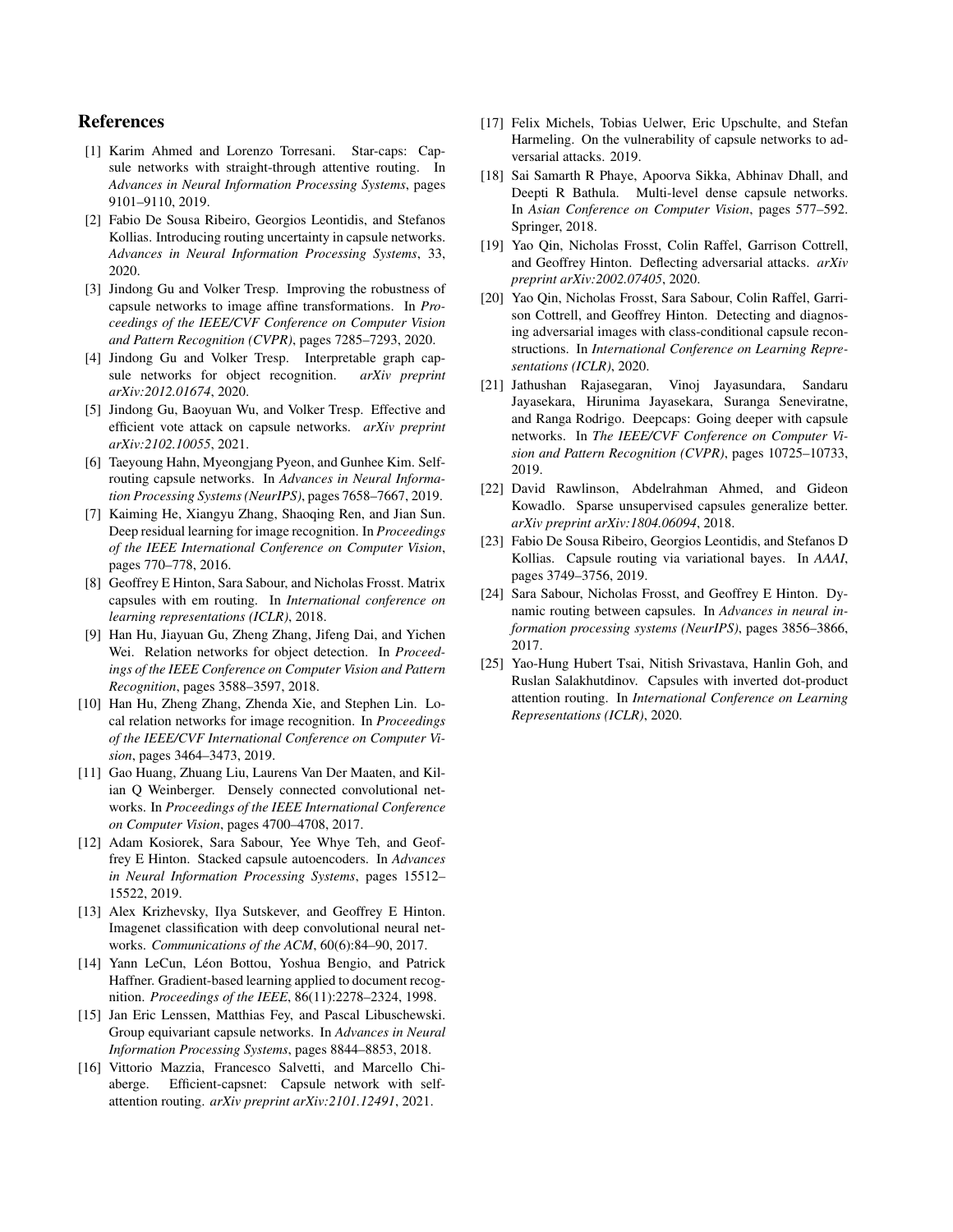# References

[1] Karim Ahmed and Lorenzo Torresani. Star-caps: Capsule networks with straight-through attentive routing. In *Advances in Neural Information Processing Systems*, pages 9101–9110, 2019.

[2] Fabio De Sousa Ribeiro, Georgios Leontidis, and Stefanos Kollias. Introducing routing uncertainty in capsule networks. *Advances in Neural Information Processing Systems*, 33, 2020.

[3] Jindong Gu and Volker Tresp. Improving the robustness of capsule networks to image affine transformations. In *Proceedings of the IEEE/CVF Conference on Computer Vision and Pattern Recognition (CVPR)*, pages 7285–7293, 2020.

[4] Jindong Gu and Volker Tresp. Interpretable graph capsule networks for object recognition. *arXiv preprint arXiv:2012.01674*, 2020.

[5] Jindong Gu, Baoyuan Wu, and Volker Tresp. Effective and efficient vote attack on capsule networks. *arXiv preprint arXiv:2102.10055*, 2021.

[6] Taeyoung Hahn, Myeongjang Pyeon, and Gunhee Kim. Self-routing capsule networks. In *Advances in Neural Information Processing Systems (NeurIPS)*, pages 7658–7667, 2019.

[7] Kaiming He, Xiangyu Zhang, Shaoqing Ren, and Jian Sun. Deep residual learning for image recognition. In *Proceedings of the IEEE International Conference on Computer Vision*, pages 770–778, 2016.

[8] Geoffrey E Hinton, Sara Sabour, and Nicholas Frosst. Matrix capsules with em routing. In *International conference on learning representations (ICLR)*, 2018.

[9] Han Hu, Jiayuan Gu, Zheng Zhang, Jifeng Dai, and Yichen Wei. Relation networks for object detection. In *Proceedings of the IEEE Conference on Computer Vision and Pattern Recognition*, pages 3588–3597, 2018.

[10] Han Hu, Zheng Zhang, Zhenda Xie, and Stephen Lin. Local relation networks for image recognition. In *Proceedings of the IEEE/CVF International Conference on Computer Vision*, pages 3464–3473, 2019.

[11] Gao Huang, Zhuang Liu, Laurens Van Der Maaten, and Kilian Q Weinberger. Densely connected convolutional networks. In *Proceedings of the IEEE International Conference on Computer Vision*, pages 4700–4708, 2017.

[12] Adam Kosiorek, Sara Sabour, Yee Whye Teh, and Geoffrey E Hinton. Stacked capsule autoencoders. In *Advances in Neural Information Processing Systems*, pages 15512–15522, 2019.

[13] Alex Krizhevsky, Ilya Sutskever, and Geoffrey E Hinton. Imagenet classification with deep convolutional neural networks. *Communications of the ACM*, 60(6):84–90, 2017.

[14] Yann LeCun, Léon Bottou, Yoshua Bengio, and Patrick Haffner. Gradient-based learning applied to document recognition. *Proceedings of the IEEE*, 86(11):2278–2324, 1998.

[15] Jan Eric Lenssen, Matthias Fey, and Pascal Libuschewski. Group equivariant capsule networks. In *Advances in Neural Information Processing Systems*, pages 8844–8853, 2018.

[16] Vittorio Mazzia, Francesco Salvetti, and Marcello Chiaberge. Efficient-capsnet: Capsule network with self-attention routing. *arXiv preprint arXiv:2101.12491*, 2021.

[17] Felix Michels, Tobias Uelwer, Eric Upschulte, and Stefan Harmeling. On the vulnerability of capsule networks to adversarial attacks. 2019.

[18] Sai Samarth R Phaye, Apoorva Sikka, Abhinav Dhall, and Deepti R Bathula. Multi-level dense capsule networks. In *Asian Conference on Computer Vision*, pages 577–592. Springer, 2018.

[19] Yao Qin, Nicholas Frosst, Colin Raffel, Garrison Cottrell, and Geoffrey Hinton. Deflecting adversarial attacks. *arXiv preprint arXiv:2002.07405*, 2020.

[20] Yao Qin, Nicholas Frosst, Sara Sabour, Colin Raffel, Garrison Cottrell, and Geoffrey Hinton. Detecting and diagnosing adversarial images with class-conditional capsule reconstructions. In *International Conference on Learning Representations (ICLR)*, 2020.

[21] Jathushan Rajasegaran, Vinoj Jayasundara, Sandaru Jayasekara, Hirunima Jayasekara, Suranga Seneviratne, and Ranga Rodrigo. Deepcaps: Going deeper with capsule networks. In *The IEEE/CVF Conference on Computer Vision and Pattern Recognition (CVPR)*, pages 10725–10733, 2019.

[22] David Rawlinson, Abdelrahman Ahmed, and Gideon Kowadlo. Sparse unsupervised capsules generalize better. *arXiv preprint arXiv:1804.06094*, 2018.

[23] Fabio De Sousa Ribeiro, Georgios Leontidis, and Stefanos D Kollias. Capsule routing via variational bayes. In *AAAI*, pages 3749–3756, 2019.

[24] Sara Sabour, Nicholas Frosst, and Geoffrey E Hinton. Dynamic routing between capsules. In *Advances in neural information processing systems (NeurIPS)*, pages 3856–3866, 2017.

[25] Yao-Hung Hubert Tsai, Nitish Srivastava, Hanlin Goh, and Ruslan Salakhutdinov. Capsules with inverted dot-product attention routing. In *International Conference on Learning Representations (ICLR)*, 2020.